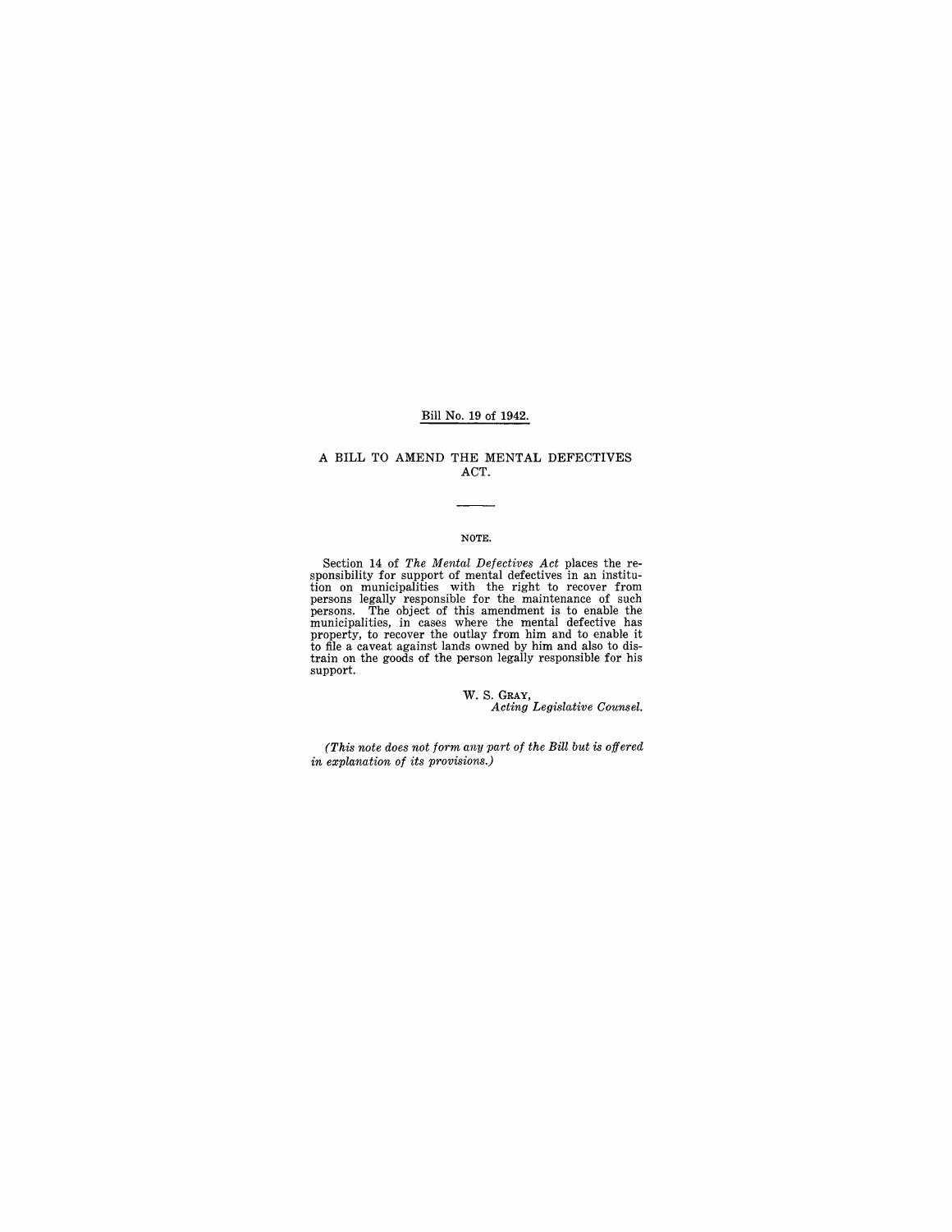Bill No. 19 of 1942.

# A BILL TO AMEND THE MENTAL DEFECTIVES ACT.

NOTE.

Section 14 of *The Mental Defectives Act* places the responsibility for support of mental defectives in an institution on municipalities with the right to recover from persons legally responsible for the maintenance of such persons. The object of this amendment is to enable the municipalities, in cases where the mental defective has property, to recover the outlay from him and to enable it to file a caveat against lands owned by him and also to distrain on the goods of the person legally responsible for his support.

W. S. GRAY,
*Acting Legislative Counsel.*

*(This note does not form any part of the Bill but is offered in explanation of its provisions.)*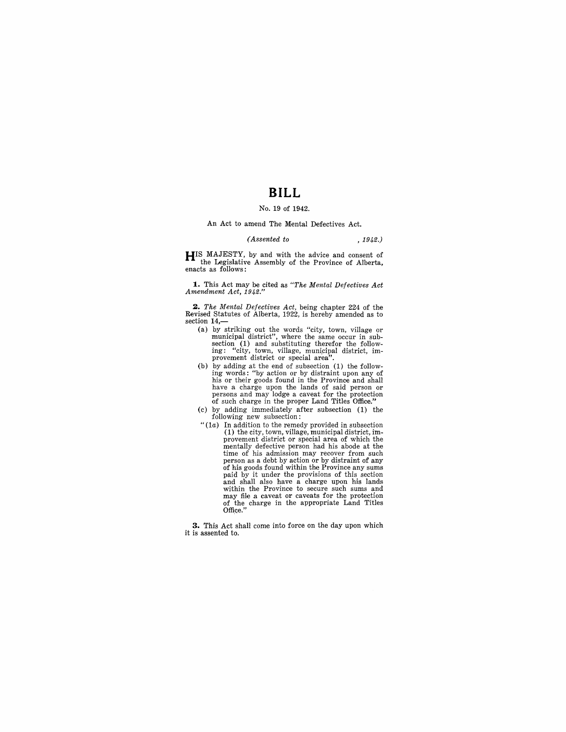# BILL

No. 19 of 1942.

An Act to amend The Mental Defectives Act.

*(Assented to , 1942.)*

HIS MAJESTY, by and with the advice and consent of the Legislative Assembly of the Province of Alberta, enacts as follows:

**1.** This Act may be cited as *"The Mental Defectives Act Amendment Act, 1942."*

**2.** *The Mental Defectives Act*, being chapter 224 of the Revised Statutes of Alberta, 1922, is hereby amended as to section 14,—

(a) by striking out the words "city, town, village or municipal district", where the same occur in subsection (1) and substituting therefor the following: "city, town, village, municipal district, improvement district or special area".

(b) by adding at the end of subsection (1) the following words: "by action or by distraint upon any of his or their goods found in the Province and shall have a charge upon the lands of said person or persons and may lodge a caveat for the protection of such charge in the proper Land Titles Office."

(c) by adding immediately after subsection (1) the following new subsection:

"(1*a*) In addition to the remedy provided in subsection (1) the city, town, village, municipal district, improvement district or special area of which the mentally defective person had his abode at the time of his admission may recover from such person as a debt by action or by distraint of any of his goods found within the Province any sums paid by it under the provisions of this section and shall also have a charge upon his lands within the Province to secure such sums and may file a caveat or caveats for the protection of the charge in the appropriate Land Titles Office."

**3.** This Act shall come into force on the day upon which it is assented to.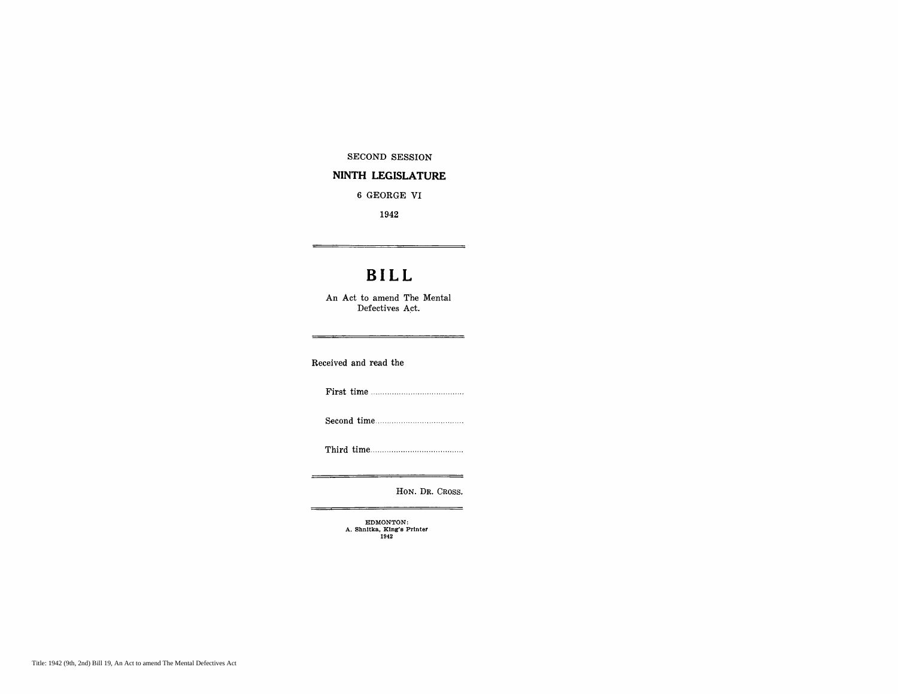SECOND SESSION

**NINTH LEGISLATURE**

6 GEORGE VI

1942

---

# BILL

An Act to amend The Mental Defectives Act.

---

Received and read the

First time ........................................

Second time........................................

Third time........................................

---

HON. DR. CROSS.

---

EDMONTON:
A. Shnitka, King's Printer
1942

Title: 1942 (9th, 2nd) Bill 19, An Act to amend The Mental Defectives Act